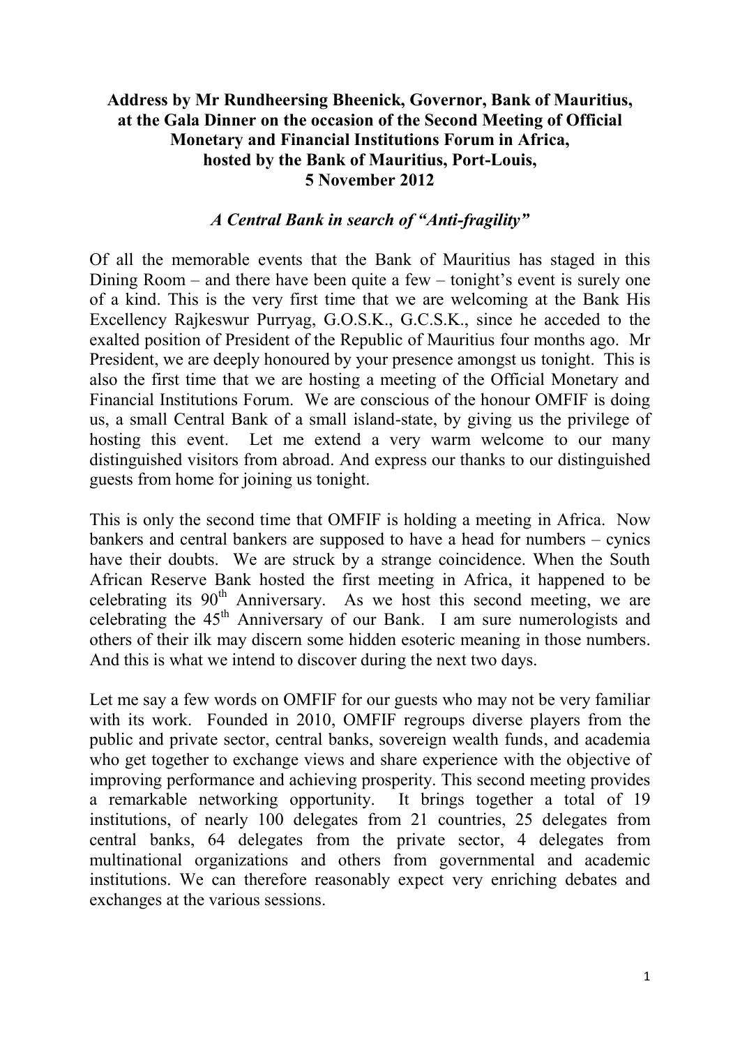**Address by Mr Rundheersing Bheenick, Governor, Bank of Mauritius, at the Gala Dinner on the occasion of the Second Meeting of Official Monetary and Financial Institutions Forum in Africa, hosted by the Bank of Mauritius, Port-Louis, 5 November 2012**

***A Central Bank in search of "Anti-fragility"***

Of all the memorable events that the Bank of Mauritius has staged in this Dining Room – and there have been quite a few – tonight's event is surely one of a kind. This is the very first time that we are welcoming at the Bank His Excellency Rajkeswur Purryag, G.O.S.K., G.C.S.K., since he acceded to the exalted position of President of the Republic of Mauritius four months ago. Mr President, we are deeply honoured by your presence amongst us tonight. This is also the first time that we are hosting a meeting of the Official Monetary and Financial Institutions Forum. We are conscious of the honour OMFIF is doing us, a small Central Bank of a small island-state, by giving us the privilege of hosting this event. Let me extend a very warm welcome to our many distinguished visitors from abroad. And express our thanks to our distinguished guests from home for joining us tonight.

This is only the second time that OMFIF is holding a meeting in Africa. Now bankers and central bankers are supposed to have a head for numbers – cynics have their doubts. We are struck by a strange coincidence. When the South African Reserve Bank hosted the first meeting in Africa, it happened to be celebrating its 90th Anniversary. As we host this second meeting, we are celebrating the 45th Anniversary of our Bank. I am sure numerologists and others of their ilk may discern some hidden esoteric meaning in those numbers. And this is what we intend to discover during the next two days.

Let me say a few words on OMFIF for our guests who may not be very familiar with its work. Founded in 2010, OMFIF regroups diverse players from the public and private sector, central banks, sovereign wealth funds, and academia who get together to exchange views and share experience with the objective of improving performance and achieving prosperity. This second meeting provides a remarkable networking opportunity. It brings together a total of 19 institutions, of nearly 100 delegates from 21 countries, 25 delegates from central banks, 64 delegates from the private sector, 4 delegates from multinational organizations and others from governmental and academic institutions. We can therefore reasonably expect very enriching debates and exchanges at the various sessions.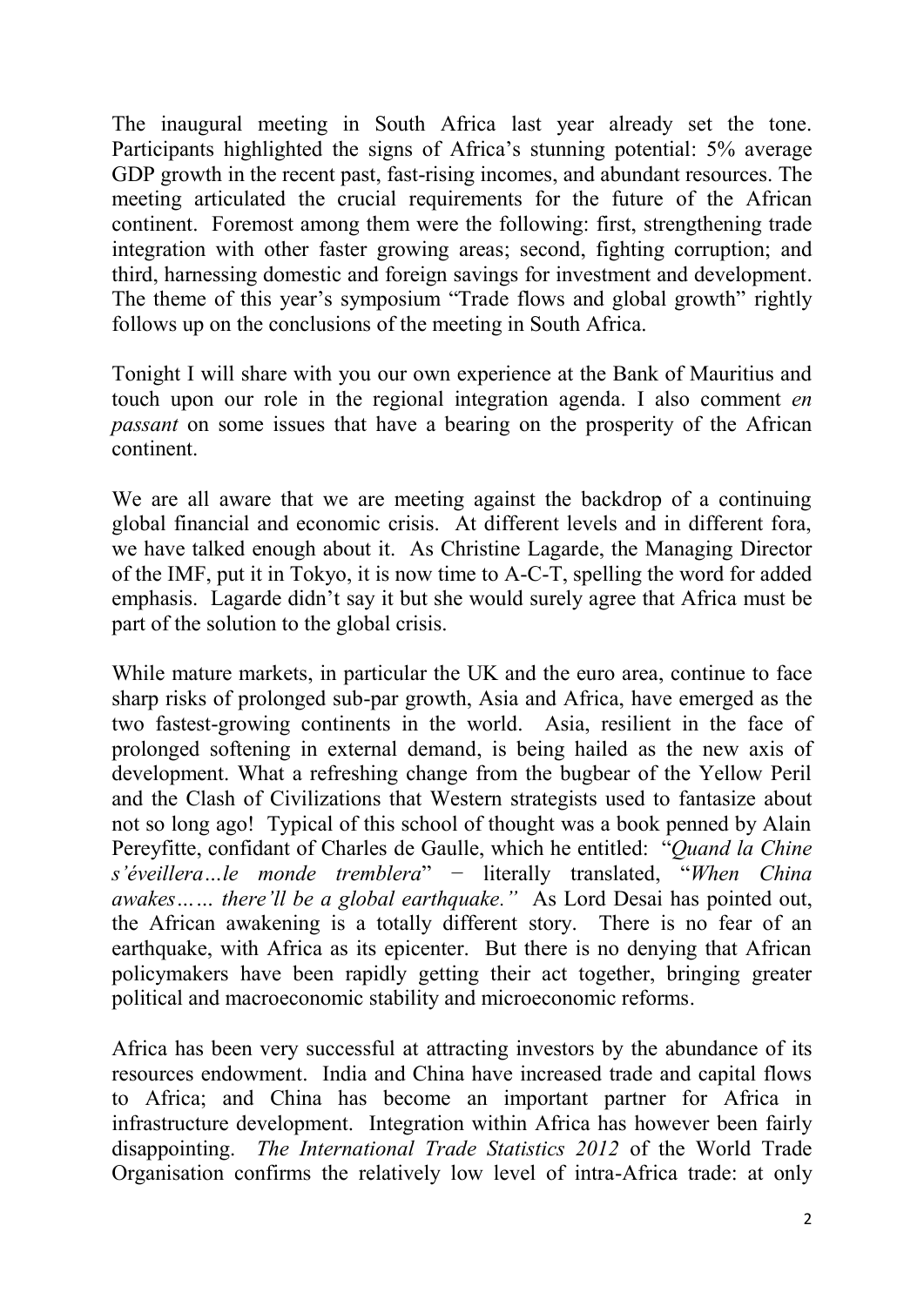The inaugural meeting in South Africa last year already set the tone. Participants highlighted the signs of Africa's stunning potential: 5% average GDP growth in the recent past, fast-rising incomes, and abundant resources. The meeting articulated the crucial requirements for the future of the African continent. Foremost among them were the following: first, strengthening trade integration with other faster growing areas; second, fighting corruption; and third, harnessing domestic and foreign savings for investment and development. The theme of this year's symposium "Trade flows and global growth" rightly follows up on the conclusions of the meeting in South Africa.

Tonight I will share with you our own experience at the Bank of Mauritius and touch upon our role in the regional integration agenda. I also comment *en passant* on some issues that have a bearing on the prosperity of the African continent.

We are all aware that we are meeting against the backdrop of a continuing global financial and economic crisis. At different levels and in different fora, we have talked enough about it. As Christine Lagarde, the Managing Director of the IMF, put it in Tokyo, it is now time to A-C-T, spelling the word for added emphasis. Lagarde didn't say it but she would surely agree that Africa must be part of the solution to the global crisis.

While mature markets, in particular the UK and the euro area, continue to face sharp risks of prolonged sub-par growth, Asia and Africa, have emerged as the two fastest-growing continents in the world. Asia, resilient in the face of prolonged softening in external demand, is being hailed as the new axis of development. What a refreshing change from the bugbear of the Yellow Peril and the Clash of Civilizations that Western strategists used to fantasize about not so long ago! Typical of this school of thought was a book penned by Alain Pereyfitte, confidant of Charles de Gaulle, which he entitled: "*Quand la Chine s'éveillera…le monde tremblera*" − literally translated, "*When China awakes…… there'll be a global earthquake."* As Lord Desai has pointed out, the African awakening is a totally different story. There is no fear of an earthquake, with Africa as its epicenter. But there is no denying that African policymakers have been rapidly getting their act together, bringing greater political and macroeconomic stability and microeconomic reforms.

Africa has been very successful at attracting investors by the abundance of its resources endowment. India and China have increased trade and capital flows to Africa; and China has become an important partner for Africa in infrastructure development. Integration within Africa has however been fairly disappointing. *The International Trade Statistics 2012* of the World Trade Organisation confirms the relatively low level of intra-Africa trade: at only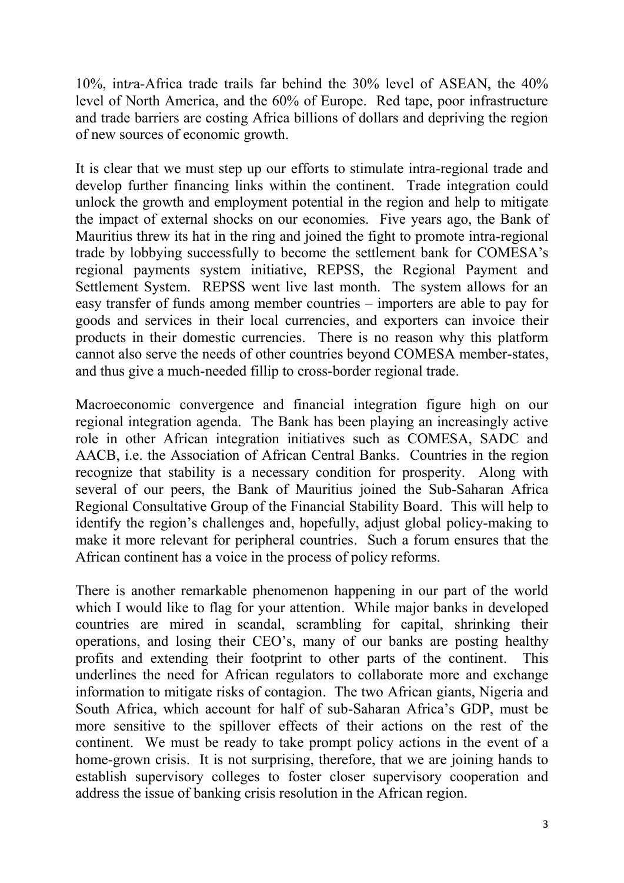10%, intra-Africa trade trails far behind the 30% level of ASEAN, the 40% level of North America, and the 60% of Europe. Red tape, poor infrastructure and trade barriers are costing Africa billions of dollars and depriving the region of new sources of economic growth.

It is clear that we must step up our efforts to stimulate intra-regional trade and develop further financing links within the continent. Trade integration could unlock the growth and employment potential in the region and help to mitigate the impact of external shocks on our economies. Five years ago, the Bank of Mauritius threw its hat in the ring and joined the fight to promote intra-regional trade by lobbying successfully to become the settlement bank for COMESA's regional payments system initiative, REPSS, the Regional Payment and Settlement System. REPSS went live last month. The system allows for an easy transfer of funds among member countries – importers are able to pay for goods and services in their local currencies, and exporters can invoice their products in their domestic currencies. There is no reason why this platform cannot also serve the needs of other countries beyond COMESA member-states, and thus give a much-needed fillip to cross-border regional trade.

Macroeconomic convergence and financial integration figure high on our regional integration agenda. The Bank has been playing an increasingly active role in other African integration initiatives such as COMESA, SADC and AACB, i.e. the Association of African Central Banks. Countries in the region recognize that stability is a necessary condition for prosperity. Along with several of our peers, the Bank of Mauritius joined the Sub-Saharan Africa Regional Consultative Group of the Financial Stability Board. This will help to identify the region's challenges and, hopefully, adjust global policy-making to make it more relevant for peripheral countries. Such a forum ensures that the African continent has a voice in the process of policy reforms.

There is another remarkable phenomenon happening in our part of the world which I would like to flag for your attention. While major banks in developed countries are mired in scandal, scrambling for capital, shrinking their operations, and losing their CEO's, many of our banks are posting healthy profits and extending their footprint to other parts of the continent. This underlines the need for African regulators to collaborate more and exchange information to mitigate risks of contagion. The two African giants, Nigeria and South Africa, which account for half of sub-Saharan Africa's GDP, must be more sensitive to the spillover effects of their actions on the rest of the continent. We must be ready to take prompt policy actions in the event of a home-grown crisis. It is not surprising, therefore, that we are joining hands to establish supervisory colleges to foster closer supervisory cooperation and address the issue of banking crisis resolution in the African region.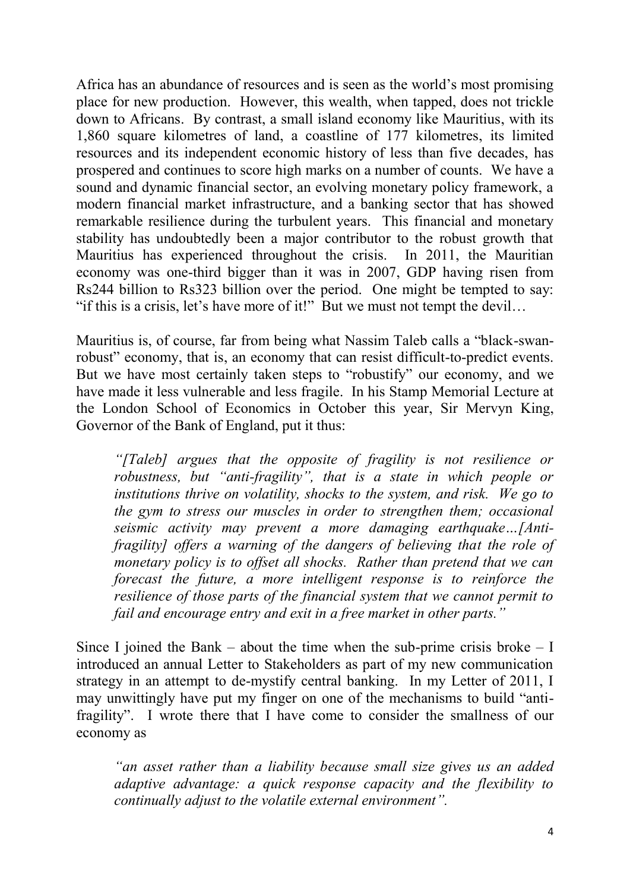Africa has an abundance of resources and is seen as the world's most promising place for new production. However, this wealth, when tapped, does not trickle down to Africans. By contrast, a small island economy like Mauritius, with its 1,860 square kilometres of land, a coastline of 177 kilometres, its limited resources and its independent economic history of less than five decades, has prospered and continues to score high marks on a number of counts. We have a sound and dynamic financial sector, an evolving monetary policy framework, a modern financial market infrastructure, and a banking sector that has showed remarkable resilience during the turbulent years. This financial and monetary stability has undoubtedly been a major contributor to the robust growth that Mauritius has experienced throughout the crisis. In 2011, the Mauritian economy was one-third bigger than it was in 2007, GDP having risen from Rs244 billion to Rs323 billion over the period. One might be tempted to say: "if this is a crisis, let's have more of it!" But we must not tempt the devil…

Mauritius is, of course, far from being what Nassim Taleb calls a "black-swan-robust" economy, that is, an economy that can resist difficult-to-predict events. But we have most certainly taken steps to "robustify" our economy, and we have made it less vulnerable and less fragile. In his Stamp Memorial Lecture at the London School of Economics in October this year, Sir Mervyn King, Governor of the Bank of England, put it thus:

> *"[Taleb] argues that the opposite of fragility is not resilience or robustness, but "anti-fragility", that is a state in which people or institutions thrive on volatility, shocks to the system, and risk. We go to the gym to stress our muscles in order to strengthen them; occasional seismic activity may prevent a more damaging earthquake…[Anti-fragility] offers a warning of the dangers of believing that the role of monetary policy is to offset all shocks. Rather than pretend that we can forecast the future, a more intelligent response is to reinforce the resilience of those parts of the financial system that we cannot permit to fail and encourage entry and exit in a free market in other parts."*

Since I joined the Bank – about the time when the sub-prime crisis broke – I introduced an annual Letter to Stakeholders as part of my new communication strategy in an attempt to de-mystify central banking. In my Letter of 2011, I may unwittingly have put my finger on one of the mechanisms to build "anti-fragility". I wrote there that I have come to consider the smallness of our economy as

> *"an asset rather than a liability because small size gives us an added adaptive advantage: a quick response capacity and the flexibility to continually adjust to the volatile external environment".*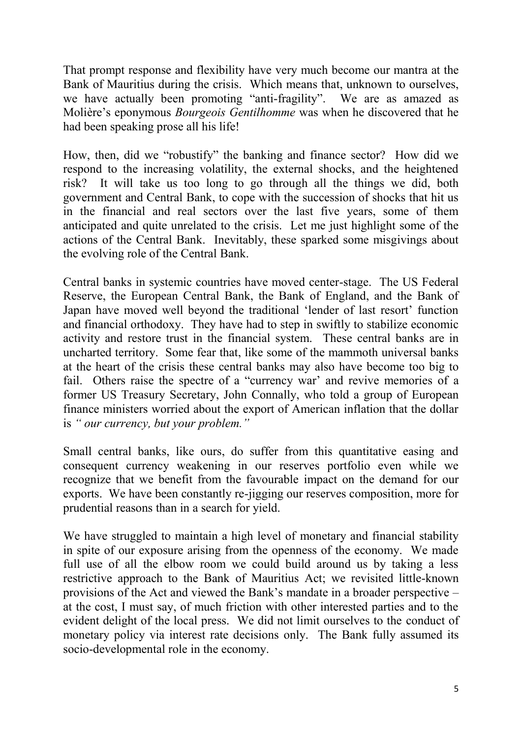That prompt response and flexibility have very much become our mantra at the Bank of Mauritius during the crisis. Which means that, unknown to ourselves, we have actually been promoting "anti-fragility". We are as amazed as Molière's eponymous *Bourgeois Gentilhomme* was when he discovered that he had been speaking prose all his life!

How, then, did we "robustify" the banking and finance sector? How did we respond to the increasing volatility, the external shocks, and the heightened risk? It will take us too long to go through all the things we did, both government and Central Bank, to cope with the succession of shocks that hit us in the financial and real sectors over the last five years, some of them anticipated and quite unrelated to the crisis. Let me just highlight some of the actions of the Central Bank. Inevitably, these sparked some misgivings about the evolving role of the Central Bank.

Central banks in systemic countries have moved center-stage. The US Federal Reserve, the European Central Bank, the Bank of England, and the Bank of Japan have moved well beyond the traditional 'lender of last resort' function and financial orthodoxy. They have had to step in swiftly to stabilize economic activity and restore trust in the financial system. These central banks are in uncharted territory. Some fear that, like some of the mammoth universal banks at the heart of the crisis these central banks may also have become too big to fail. Others raise the spectre of a "currency war' and revive memories of a former US Treasury Secretary, John Connally, who told a group of European finance ministers worried about the export of American inflation that the dollar is *" our currency, but your problem."*

Small central banks, like ours, do suffer from this quantitative easing and consequent currency weakening in our reserves portfolio even while we recognize that we benefit from the favourable impact on the demand for our exports. We have been constantly re-jigging our reserves composition, more for prudential reasons than in a search for yield.

We have struggled to maintain a high level of monetary and financial stability in spite of our exposure arising from the openness of the economy. We made full use of all the elbow room we could build around us by taking a less restrictive approach to the Bank of Mauritius Act; we revisited little-known provisions of the Act and viewed the Bank's mandate in a broader perspective – at the cost, I must say, of much friction with other interested parties and to the evident delight of the local press. We did not limit ourselves to the conduct of monetary policy via interest rate decisions only. The Bank fully assumed its socio-developmental role in the economy.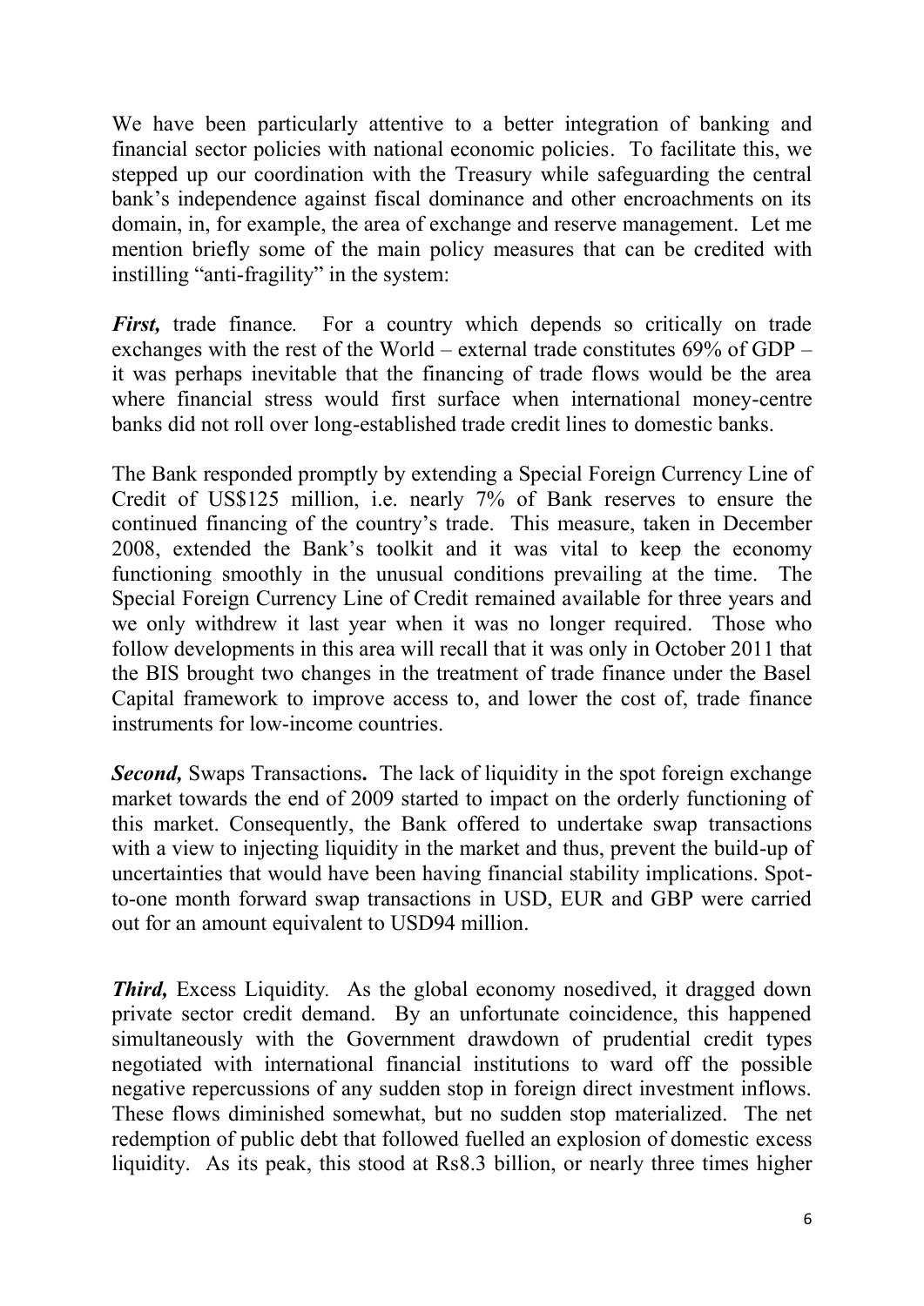We have been particularly attentive to a better integration of banking and financial sector policies with national economic policies. To facilitate this, we stepped up our coordination with the Treasury while safeguarding the central bank's independence against fiscal dominance and other encroachments on its domain, in, for example, the area of exchange and reserve management. Let me mention briefly some of the main policy measures that can be credited with instilling "anti-fragility" in the system:

***First,*** trade finance. For a country which depends so critically on trade exchanges with the rest of the World – external trade constitutes 69% of GDP – it was perhaps inevitable that the financing of trade flows would be the area where financial stress would first surface when international money-centre banks did not roll over long-established trade credit lines to domestic banks.

The Bank responded promptly by extending a Special Foreign Currency Line of Credit of US$125 million, i.e. nearly 7% of Bank reserves to ensure the continued financing of the country's trade. This measure, taken in December 2008, extended the Bank's toolkit and it was vital to keep the economy functioning smoothly in the unusual conditions prevailing at the time. The Special Foreign Currency Line of Credit remained available for three years and we only withdrew it last year when it was no longer required. Those who follow developments in this area will recall that it was only in October 2011 that the BIS brought two changes in the treatment of trade finance under the Basel Capital framework to improve access to, and lower the cost of, trade finance instruments for low-income countries.

***Second,*** Swaps Transactions**.** The lack of liquidity in the spot foreign exchange market towards the end of 2009 started to impact on the orderly functioning of this market. Consequently, the Bank offered to undertake swap transactions with a view to injecting liquidity in the market and thus, prevent the build-up of uncertainties that would have been having financial stability implications. Spot-to-one month forward swap transactions in USD, EUR and GBP were carried out for an amount equivalent to USD94 million.

***Third,*** Excess Liquidity. As the global economy nosedived, it dragged down private sector credit demand. By an unfortunate coincidence, this happened simultaneously with the Government drawdown of prudential credit types negotiated with international financial institutions to ward off the possible negative repercussions of any sudden stop in foreign direct investment inflows. These flows diminished somewhat, but no sudden stop materialized. The net redemption of public debt that followed fuelled an explosion of domestic excess liquidity. As its peak, this stood at Rs8.3 billion, or nearly three times higher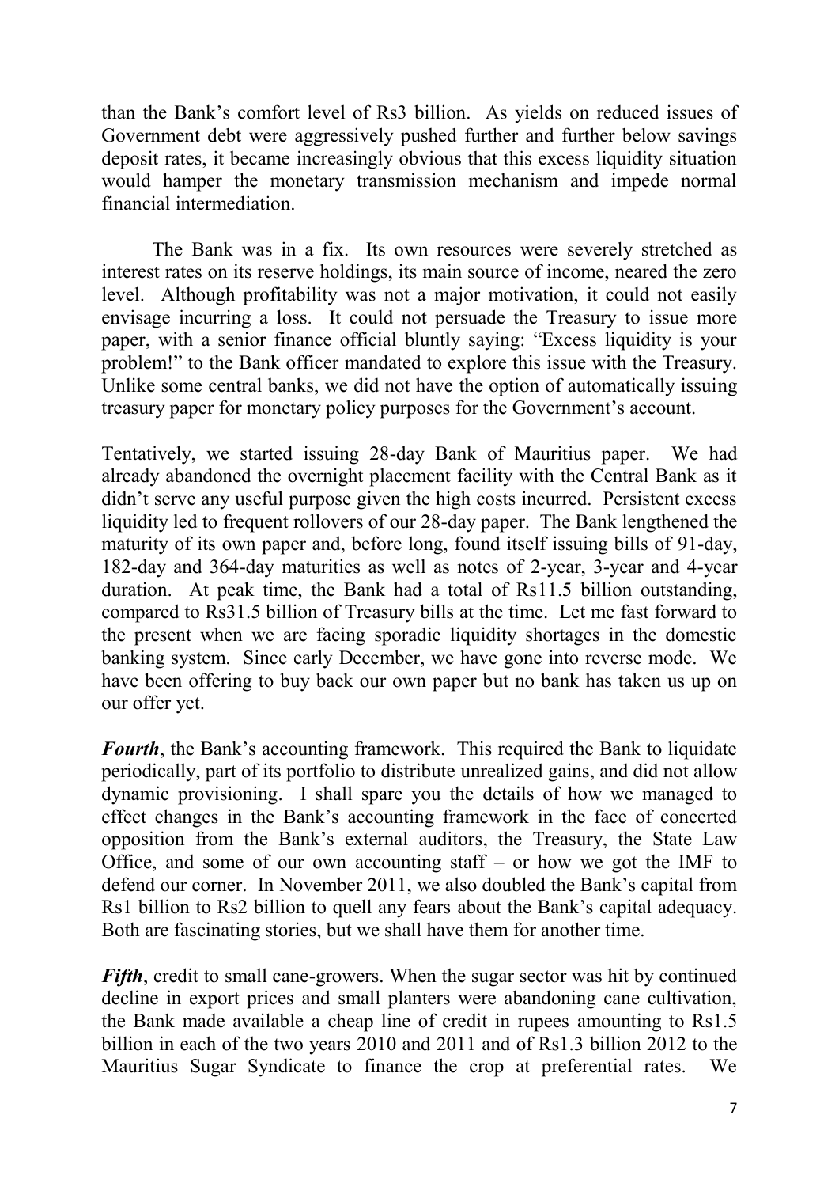than the Bank's comfort level of Rs3 billion. As yields on reduced issues of Government debt were aggressively pushed further and further below savings deposit rates, it became increasingly obvious that this excess liquidity situation would hamper the monetary transmission mechanism and impede normal financial intermediation.

The Bank was in a fix. Its own resources were severely stretched as interest rates on its reserve holdings, its main source of income, neared the zero level. Although profitability was not a major motivation, it could not easily envisage incurring a loss. It could not persuade the Treasury to issue more paper, with a senior finance official bluntly saying: "Excess liquidity is your problem!" to the Bank officer mandated to explore this issue with the Treasury. Unlike some central banks, we did not have the option of automatically issuing treasury paper for monetary policy purposes for the Government's account.

Tentatively, we started issuing 28-day Bank of Mauritius paper. We had already abandoned the overnight placement facility with the Central Bank as it didn't serve any useful purpose given the high costs incurred. Persistent excess liquidity led to frequent rollovers of our 28-day paper. The Bank lengthened the maturity of its own paper and, before long, found itself issuing bills of 91-day, 182-day and 364-day maturities as well as notes of 2-year, 3-year and 4-year duration. At peak time, the Bank had a total of Rs11.5 billion outstanding, compared to Rs31.5 billion of Treasury bills at the time. Let me fast forward to the present when we are facing sporadic liquidity shortages in the domestic banking system. Since early December, we have gone into reverse mode. We have been offering to buy back our own paper but no bank has taken us up on our offer yet.

***Fourth***, the Bank's accounting framework. This required the Bank to liquidate periodically, part of its portfolio to distribute unrealized gains, and did not allow dynamic provisioning. I shall spare you the details of how we managed to effect changes in the Bank's accounting framework in the face of concerted opposition from the Bank's external auditors, the Treasury, the State Law Office, and some of our own accounting staff – or how we got the IMF to defend our corner. In November 2011, we also doubled the Bank's capital from Rs1 billion to Rs2 billion to quell any fears about the Bank's capital adequacy. Both are fascinating stories, but we shall have them for another time.

***Fifth***, credit to small cane-growers. When the sugar sector was hit by continued decline in export prices and small planters were abandoning cane cultivation, the Bank made available a cheap line of credit in rupees amounting to Rs1.5 billion in each of the two years 2010 and 2011 and of Rs1.3 billion 2012 to the Mauritius Sugar Syndicate to finance the crop at preferential rates. We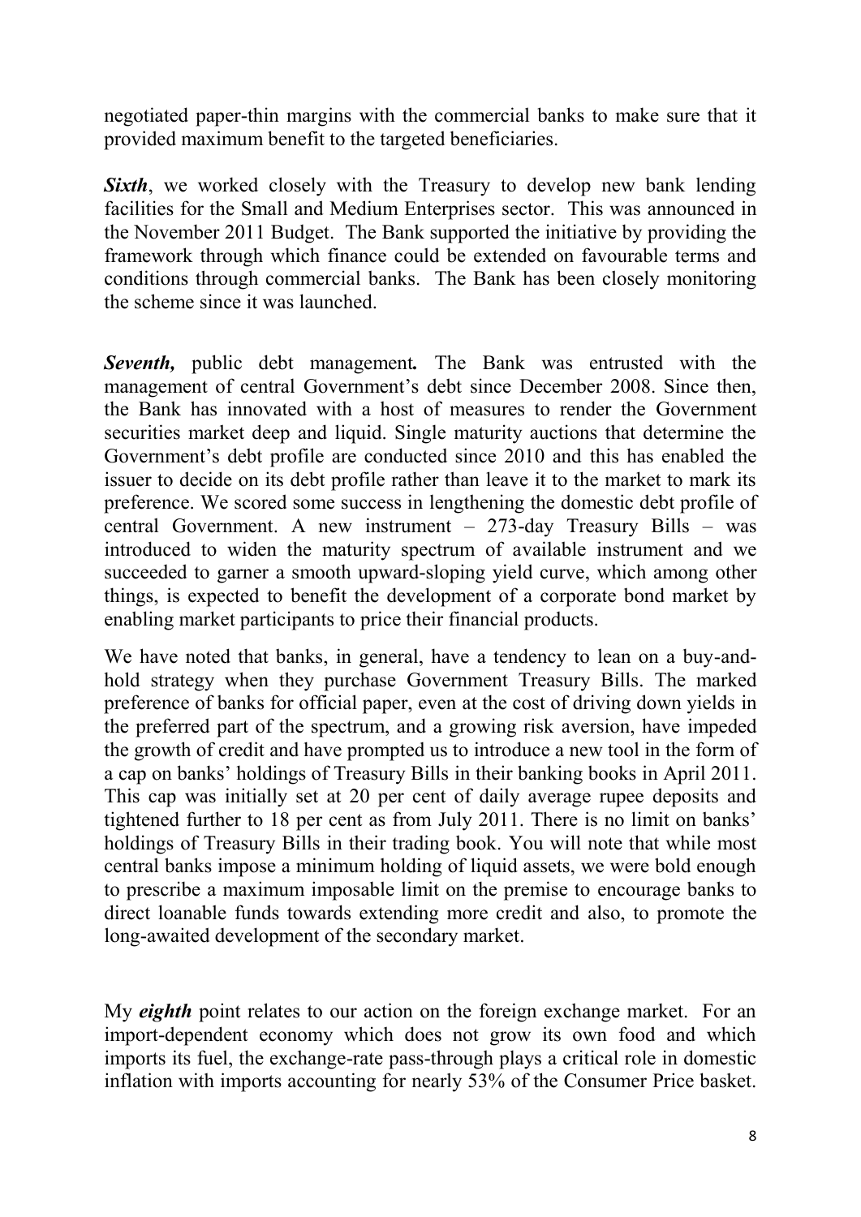negotiated paper-thin margins with the commercial banks to make sure that it provided maximum benefit to the targeted beneficiaries.

***Sixth***, we worked closely with the Treasury to develop new bank lending facilities for the Small and Medium Enterprises sector. This was announced in the November 2011 Budget. The Bank supported the initiative by providing the framework through which finance could be extended on favourable terms and conditions through commercial banks. The Bank has been closely monitoring the scheme since it was launched.

***Seventh,*** public debt management***.*** The Bank was entrusted with the management of central Government's debt since December 2008. Since then, the Bank has innovated with a host of measures to render the Government securities market deep and liquid. Single maturity auctions that determine the Government's debt profile are conducted since 2010 and this has enabled the issuer to decide on its debt profile rather than leave it to the market to mark its preference. We scored some success in lengthening the domestic debt profile of central Government. A new instrument – 273-day Treasury Bills – was introduced to widen the maturity spectrum of available instrument and we succeeded to garner a smooth upward-sloping yield curve, which among other things, is expected to benefit the development of a corporate bond market by enabling market participants to price their financial products.

We have noted that banks, in general, have a tendency to lean on a buy-and-hold strategy when they purchase Government Treasury Bills. The marked preference of banks for official paper, even at the cost of driving down yields in the preferred part of the spectrum, and a growing risk aversion, have impeded the growth of credit and have prompted us to introduce a new tool in the form of a cap on banks' holdings of Treasury Bills in their banking books in April 2011. This cap was initially set at 20 per cent of daily average rupee deposits and tightened further to 18 per cent as from July 2011. There is no limit on banks' holdings of Treasury Bills in their trading book. You will note that while most central banks impose a minimum holding of liquid assets, we were bold enough to prescribe a maximum imposable limit on the premise to encourage banks to direct loanable funds towards extending more credit and also, to promote the long-awaited development of the secondary market.

My ***eighth*** point relates to our action on the foreign exchange market. For an import-dependent economy which does not grow its own food and which imports its fuel, the exchange-rate pass-through plays a critical role in domestic inflation with imports accounting for nearly 53% of the Consumer Price basket.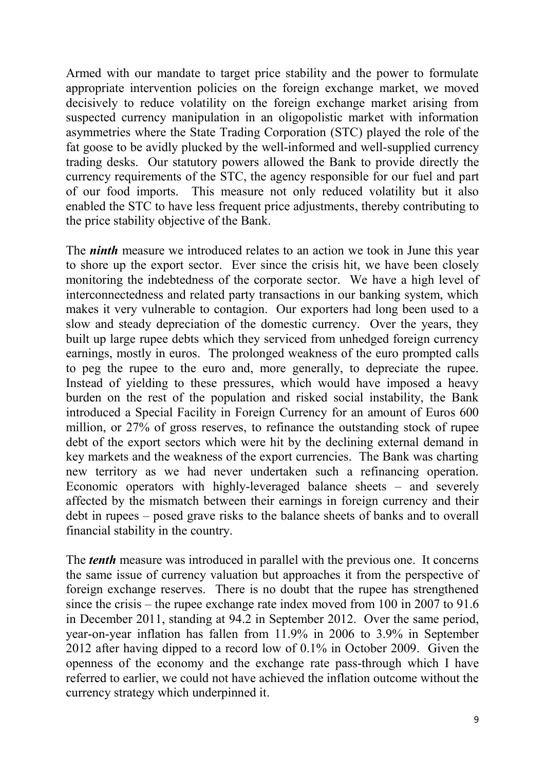Armed with our mandate to target price stability and the power to formulate appropriate intervention policies on the foreign exchange market, we moved decisively to reduce volatility on the foreign exchange market arising from suspected currency manipulation in an oligopolistic market with information asymmetries where the State Trading Corporation (STC) played the role of the fat goose to be avidly plucked by the well-informed and well-supplied currency trading desks. Our statutory powers allowed the Bank to provide directly the currency requirements of the STC, the agency responsible for our fuel and part of our food imports. This measure not only reduced volatility but it also enabled the STC to have less frequent price adjustments, thereby contributing to the price stability objective of the Bank.

The ***ninth*** measure we introduced relates to an action we took in June this year to shore up the export sector. Ever since the crisis hit, we have been closely monitoring the indebtedness of the corporate sector. We have a high level of interconnectedness and related party transactions in our banking system, which makes it very vulnerable to contagion. Our exporters had long been used to a slow and steady depreciation of the domestic currency. Over the years, they built up large rupee debts which they serviced from unhedged foreign currency earnings, mostly in euros. The prolonged weakness of the euro prompted calls to peg the rupee to the euro and, more generally, to depreciate the rupee. Instead of yielding to these pressures, which would have imposed a heavy burden on the rest of the population and risked social instability, the Bank introduced a Special Facility in Foreign Currency for an amount of Euros 600 million, or 27% of gross reserves, to refinance the outstanding stock of rupee debt of the export sectors which were hit by the declining external demand in key markets and the weakness of the export currencies. The Bank was charting new territory as we had never undertaken such a refinancing operation. Economic operators with highly-leveraged balance sheets – and severely affected by the mismatch between their earnings in foreign currency and their debt in rupees – posed grave risks to the balance sheets of banks and to overall financial stability in the country.

The ***tenth*** measure was introduced in parallel with the previous one. It concerns the same issue of currency valuation but approaches it from the perspective of foreign exchange reserves. There is no doubt that the rupee has strengthened since the crisis – the rupee exchange rate index moved from 100 in 2007 to 91.6 in December 2011, standing at 94.2 in September 2012. Over the same period, year-on-year inflation has fallen from 11.9% in 2006 to 3.9% in September 2012 after having dipped to a record low of 0.1% in October 2009. Given the openness of the economy and the exchange rate pass-through which I have referred to earlier, we could not have achieved the inflation outcome without the currency strategy which underpinned it.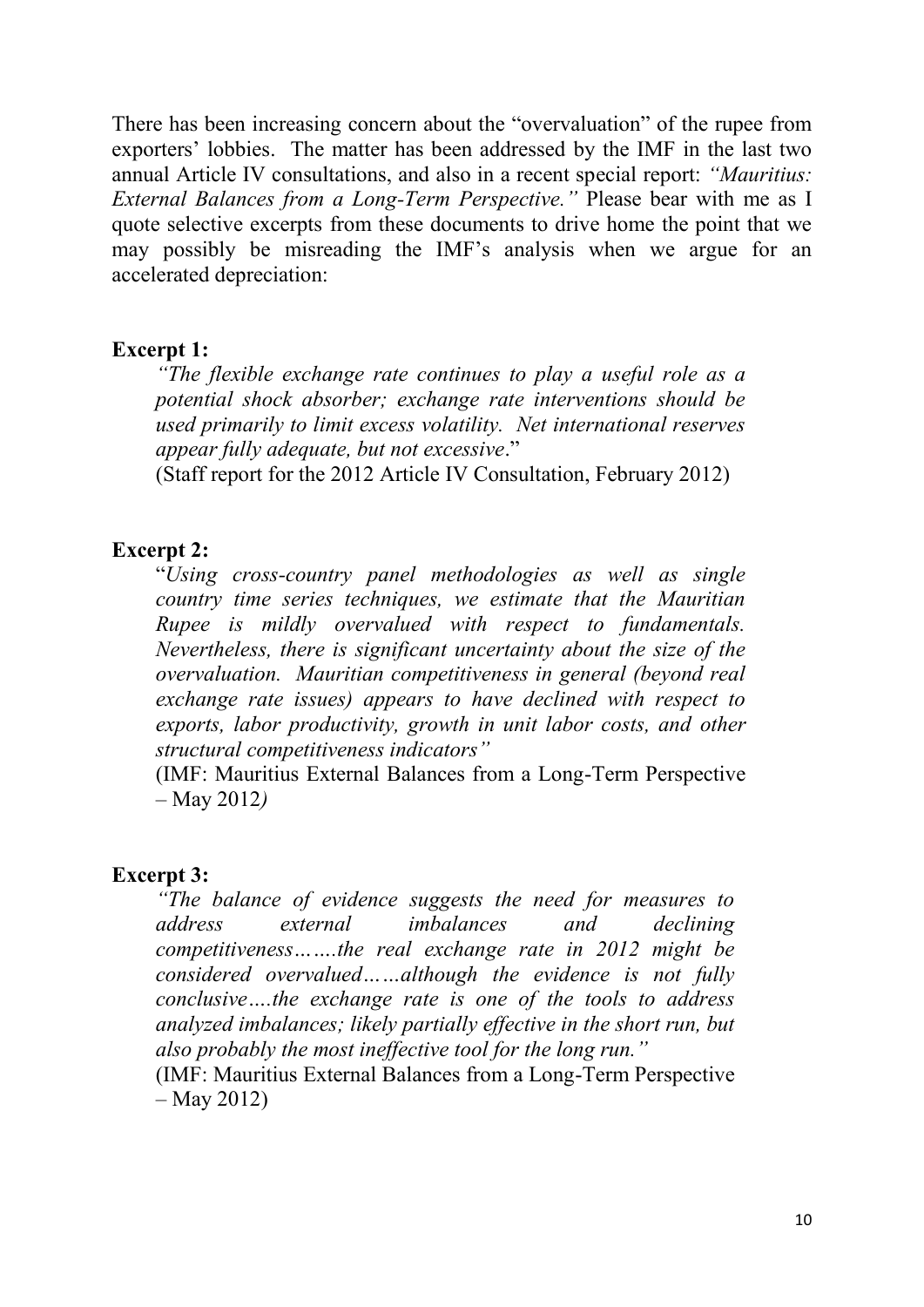There has been increasing concern about the "overvaluation" of the rupee from exporters' lobbies. The matter has been addressed by the IMF in the last two annual Article IV consultations, and also in a recent special report: *"Mauritius: External Balances from a Long-Term Perspective."* Please bear with me as I quote selective excerpts from these documents to drive home the point that we may possibly be misreading the IMF's analysis when we argue for an accelerated depreciation:

**Excerpt 1:**

> *"The flexible exchange rate continues to play a useful role as a potential shock absorber; exchange rate interventions should be used primarily to limit excess volatility. Net international reserves appear fully adequate, but not excessive*."
>
> (Staff report for the 2012 Article IV Consultation, February 2012)

**Excerpt 2:**

> "*Using cross-country panel methodologies as well as single country time series techniques, we estimate that the Mauritian Rupee is mildly overvalued with respect to fundamentals. Nevertheless, there is significant uncertainty about the size of the overvaluation. Mauritian competitiveness in general (beyond real exchange rate issues) appears to have declined with respect to exports, labor productivity, growth in unit labor costs, and other structural competitiveness indicators"*
>
> (IMF: Mauritius External Balances from a Long-Term Perspective – May 2012*)*

**Excerpt 3:**

> *"The balance of evidence suggests the need for measures to address external imbalances and declining competitiveness…….the real exchange rate in 2012 might be considered overvalued……although the evidence is not fully conclusive….the exchange rate is one of the tools to address analyzed imbalances; likely partially effective in the short run, but also probably the most ineffective tool for the long run."*
>
> (IMF: Mauritius External Balances from a Long-Term Perspective – May 2012)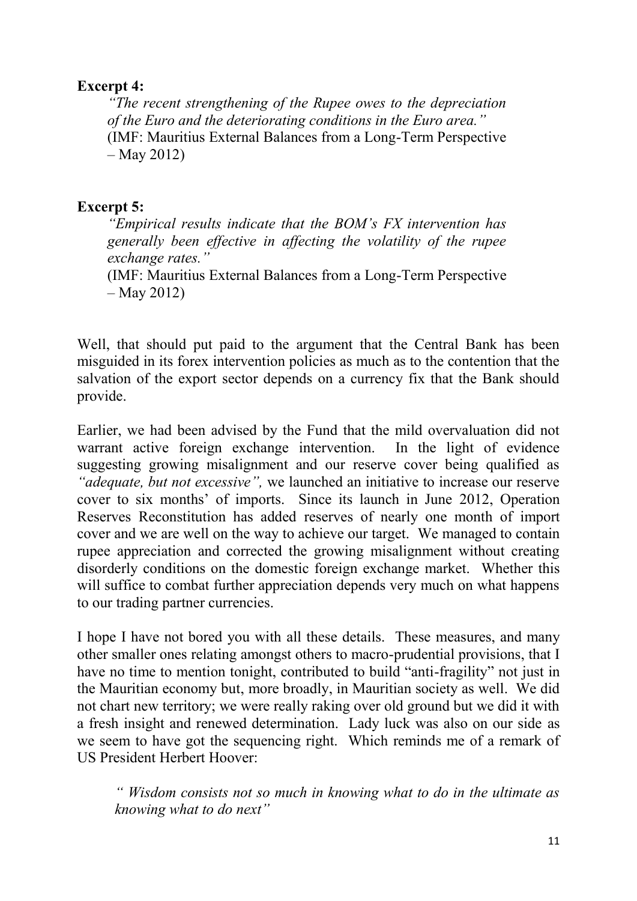**Excerpt 4:**

> *"The recent strengthening of the Rupee owes to the depreciation of the Euro and the deteriorating conditions in the Euro area."*
> (IMF: Mauritius External Balances from a Long-Term Perspective – May 2012)

**Excerpt 5:**

> *"Empirical results indicate that the BOM's FX intervention has generally been effective in affecting the volatility of the rupee exchange rates."*
> (IMF: Mauritius External Balances from a Long-Term Perspective – May 2012)

Well, that should put paid to the argument that the Central Bank has been misguided in its forex intervention policies as much as to the contention that the salvation of the export sector depends on a currency fix that the Bank should provide.

Earlier, we had been advised by the Fund that the mild overvaluation did not warrant active foreign exchange intervention. In the light of evidence suggesting growing misalignment and our reserve cover being qualified as *"adequate, but not excessive",* we launched an initiative to increase our reserve cover to six months' of imports. Since its launch in June 2012, Operation Reserves Reconstitution has added reserves of nearly one month of import cover and we are well on the way to achieve our target. We managed to contain rupee appreciation and corrected the growing misalignment without creating disorderly conditions on the domestic foreign exchange market. Whether this will suffice to combat further appreciation depends very much on what happens to our trading partner currencies.

I hope I have not bored you with all these details. These measures, and many other smaller ones relating amongst others to macro-prudential provisions, that I have no time to mention tonight, contributed to build "anti-fragility" not just in the Mauritian economy but, more broadly, in Mauritian society as well. We did not chart new territory; we were really raking over old ground but we did it with a fresh insight and renewed determination. Lady luck was also on our side as we seem to have got the sequencing right. Which reminds me of a remark of US President Herbert Hoover:

> *" Wisdom consists not so much in knowing what to do in the ultimate as knowing what to do next"*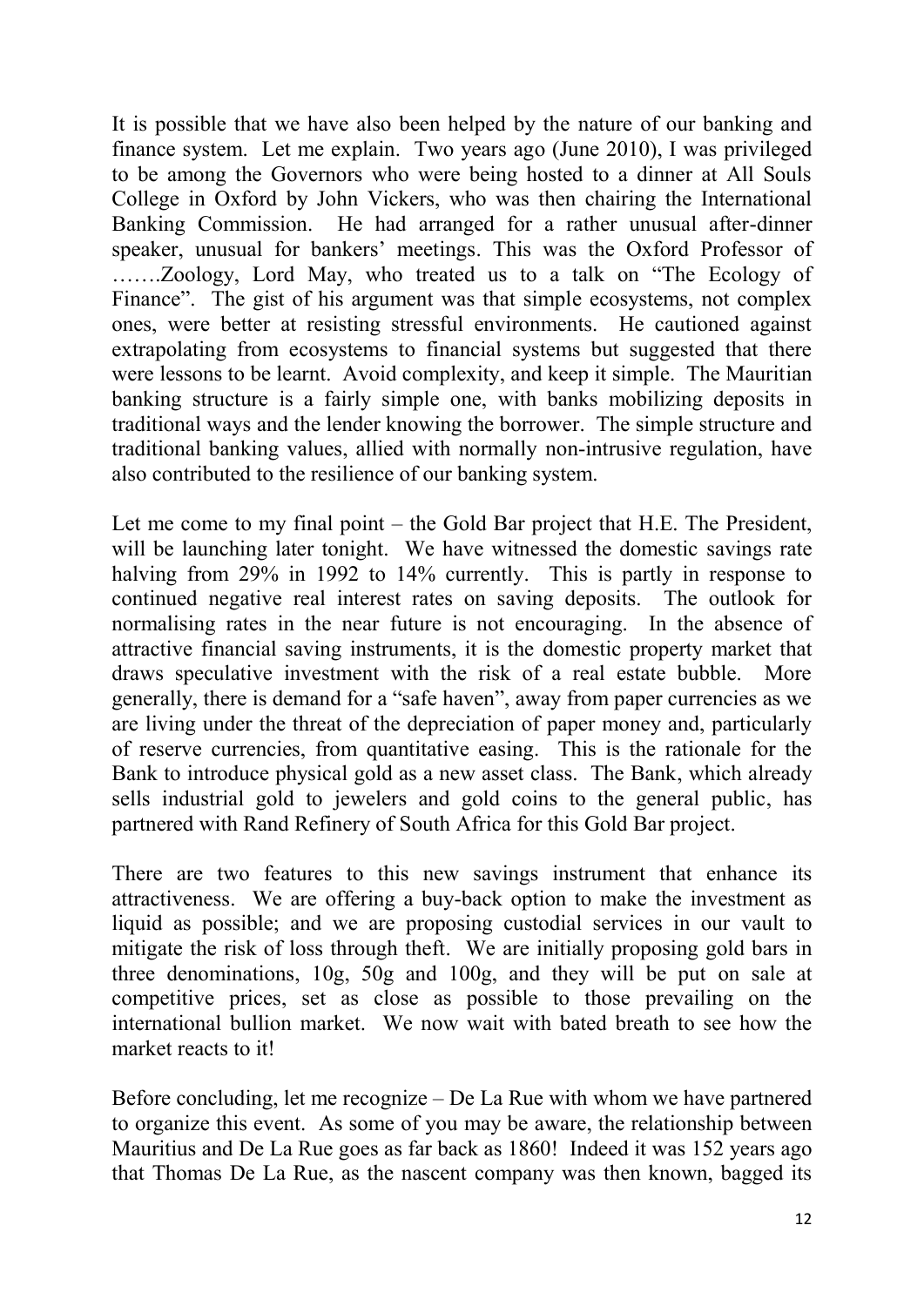It is possible that we have also been helped by the nature of our banking and finance system. Let me explain. Two years ago (June 2010), I was privileged to be among the Governors who were being hosted to a dinner at All Souls College in Oxford by John Vickers, who was then chairing the International Banking Commission. He had arranged for a rather unusual after-dinner speaker, unusual for bankers' meetings. This was the Oxford Professor of …….Zoology, Lord May, who treated us to a talk on "The Ecology of Finance". The gist of his argument was that simple ecosystems, not complex ones, were better at resisting stressful environments. He cautioned against extrapolating from ecosystems to financial systems but suggested that there were lessons to be learnt. Avoid complexity, and keep it simple. The Mauritian banking structure is a fairly simple one, with banks mobilizing deposits in traditional ways and the lender knowing the borrower. The simple structure and traditional banking values, allied with normally non-intrusive regulation, have also contributed to the resilience of our banking system.

Let me come to my final point – the Gold Bar project that H.E. The President, will be launching later tonight. We have witnessed the domestic savings rate halving from 29% in 1992 to 14% currently. This is partly in response to continued negative real interest rates on saving deposits. The outlook for normalising rates in the near future is not encouraging. In the absence of attractive financial saving instruments, it is the domestic property market that draws speculative investment with the risk of a real estate bubble. More generally, there is demand for a "safe haven", away from paper currencies as we are living under the threat of the depreciation of paper money and, particularly of reserve currencies, from quantitative easing. This is the rationale for the Bank to introduce physical gold as a new asset class. The Bank, which already sells industrial gold to jewelers and gold coins to the general public, has partnered with Rand Refinery of South Africa for this Gold Bar project.

There are two features to this new savings instrument that enhance its attractiveness. We are offering a buy-back option to make the investment as liquid as possible; and we are proposing custodial services in our vault to mitigate the risk of loss through theft. We are initially proposing gold bars in three denominations, 10g, 50g and 100g, and they will be put on sale at competitive prices, set as close as possible to those prevailing on the international bullion market. We now wait with bated breath to see how the market reacts to it!

Before concluding, let me recognize – De La Rue with whom we have partnered to organize this event. As some of you may be aware, the relationship between Mauritius and De La Rue goes as far back as 1860! Indeed it was 152 years ago that Thomas De La Rue, as the nascent company was then known, bagged its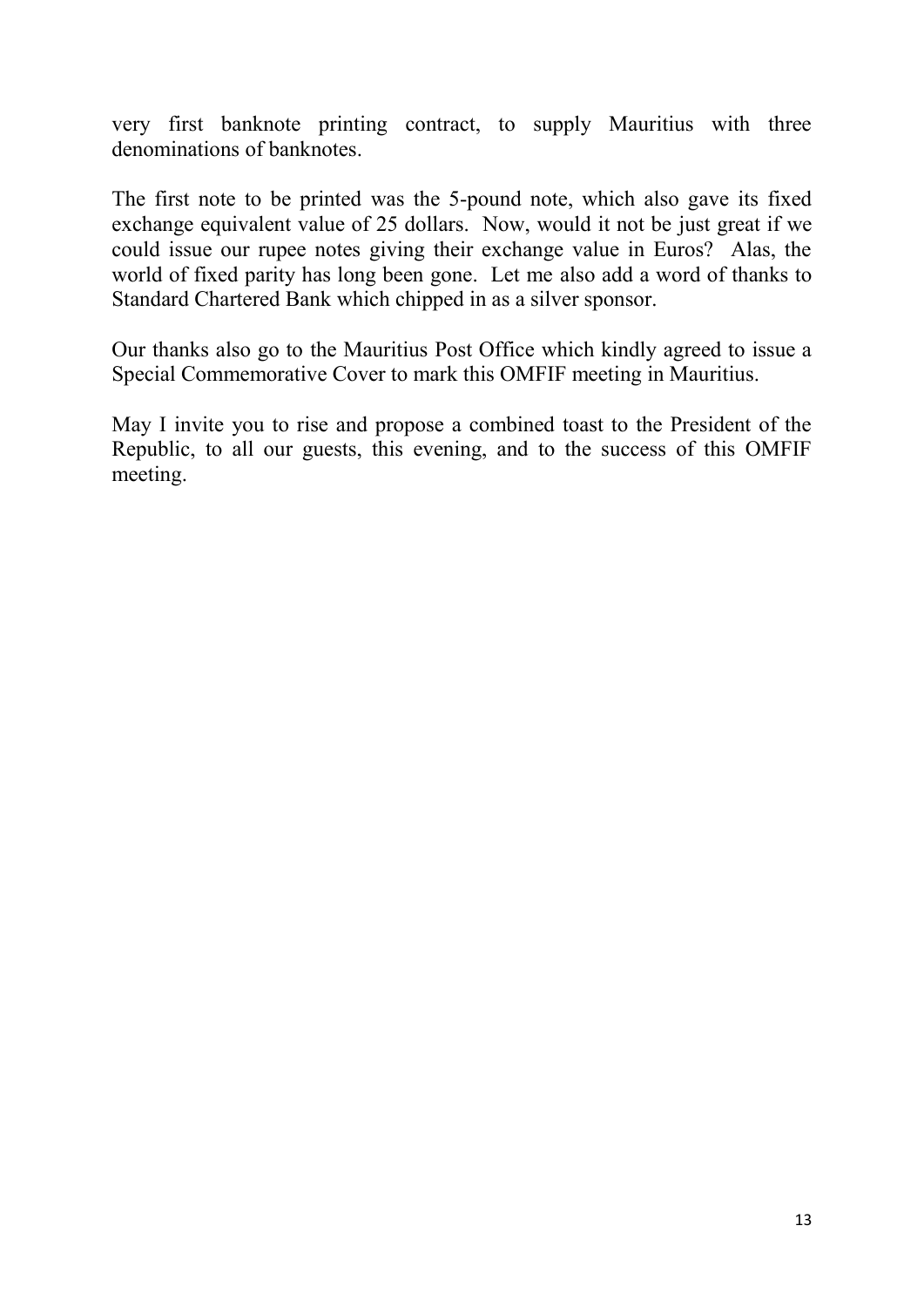very first banknote printing contract, to supply Mauritius with three denominations of banknotes.

The first note to be printed was the 5-pound note, which also gave its fixed exchange equivalent value of 25 dollars. Now, would it not be just great if we could issue our rupee notes giving their exchange value in Euros? Alas, the world of fixed parity has long been gone. Let me also add a word of thanks to Standard Chartered Bank which chipped in as a silver sponsor.

Our thanks also go to the Mauritius Post Office which kindly agreed to issue a Special Commemorative Cover to mark this OMFIF meeting in Mauritius.

May I invite you to rise and propose a combined toast to the President of the Republic, to all our guests, this evening, and to the success of this OMFIF meeting.